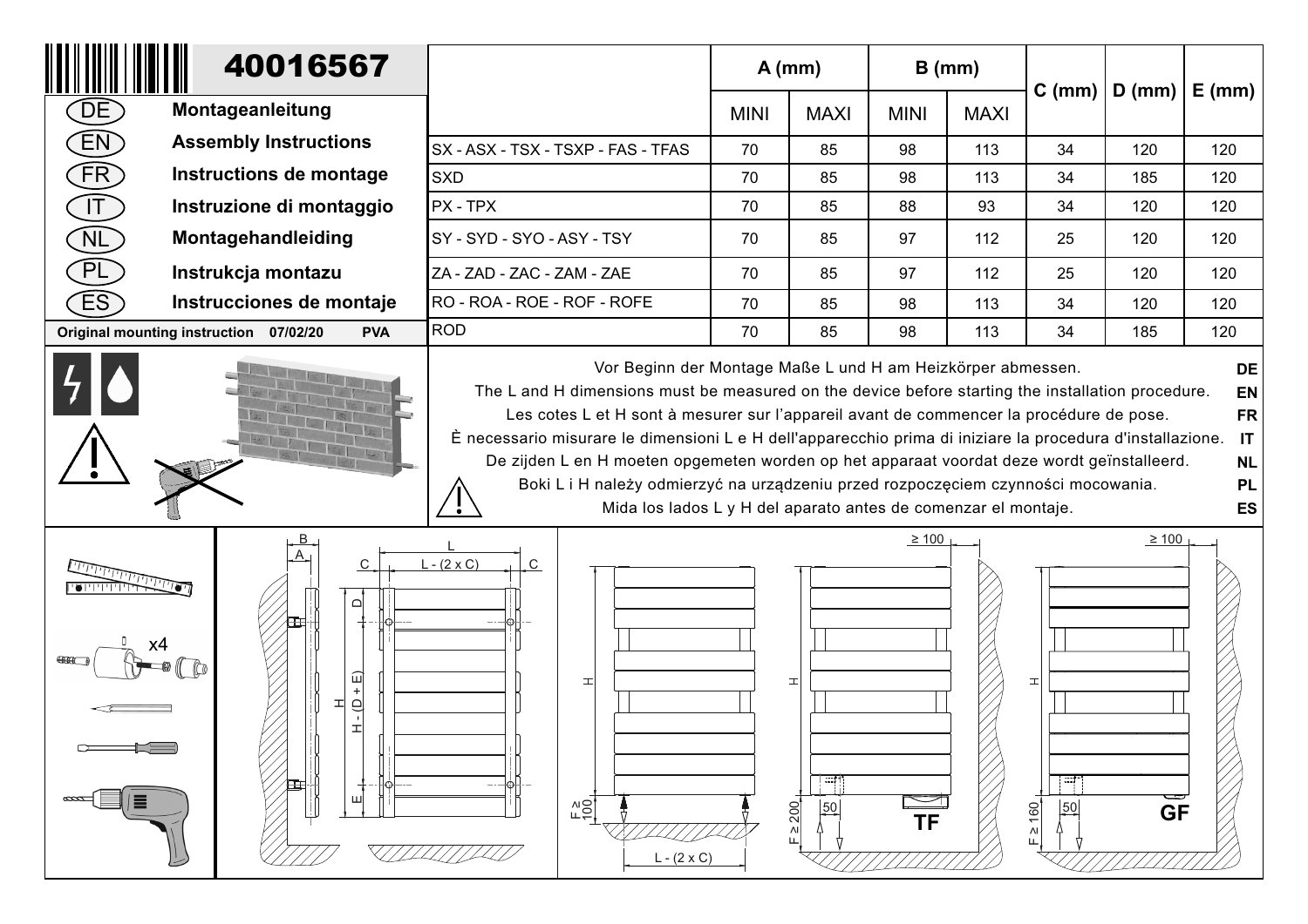# 40016567

- (DE) **Montageanleitung**
- (EN) **Assembly Instructions**
- (FR) **Instructions de montage**
- (IT) **Instruzione di montaggio**
- (NL) **Montagehandleiding**
- (PL) **Instrukcja montazu**
- (ES) **Instrucciones de montaje**

**Original mounting instruction 07/02/20 PVA**

| | A (mm) | | B (mm) | | C (mm) | D (mm) | E (mm) |
|---|---|---|---|---|---|---|---|
| | MINI | MAXI | MINI | MAXI | | | |
| SX - ASX - TSX - TSXP - FAS - TFAS | 70 | 85 | 98 | 113 | 34 | 120 | 120 |
| SXD | 70 | 85 | 98 | 113 | 34 | 185 | 120 |
| PX - TPX | 70 | 85 | 88 | 93 | 34 | 120 | 120 |
| SY - SYD - SYO - ASY - TSY | 70 | 85 | 97 | 112 | 25 | 120 | 120 |
| ZA - ZAD - ZAC - ZAM - ZAE | 70 | 85 | 97 | 112 | 25 | 120 | 120 |
| RO - ROA - ROE - ROF - ROFE | 70 | 85 | 98 | 113 | 34 | 120 | 120 |
| ROD | 70 | 85 | 98 | 113 | 34 | 185 | 120 |

Vor Beginn der Montage Maße L und H am Heizkörper abmessen. **DE**

The L and H dimensions must be measured on the device before starting the installation procedure. **EN**

Les cotes L et H sont à mesurer sur l'appareil avant de commencer la procédure de pose. **FR**

È necessario misurare le dimensioni L e H dell'apparecchio prima di iniziare la procedura d'installazione. **IT**

De zijden L en H moeten opgemeten worden op het apparaat voordat deze wordt geïnstalleerd. **NL**

Boki L i H należy odmierzyć na urządzeniu przed rozpoczęciem czynności mocowania. **PL**

Mida los lados L y H del aparato antes de comenzar el montaje. **ES**

x4

B, A, C, L, L - (2 x C), C, D, H, H - (D + E), E

H, F ≥ 100, L - (2 x C)

≥ 100, H, F ≥ 200, 50, **TF**

≥ 100, H, F ≥ 160, 50, **GF**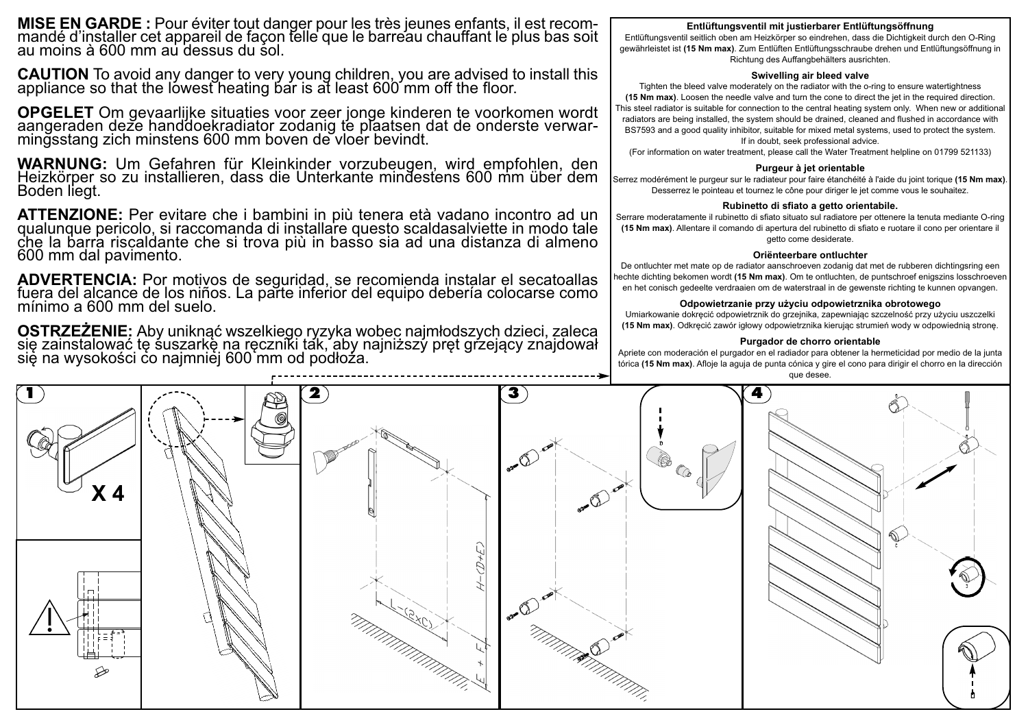**MISE EN GARDE :** Pour éviter tout danger pour les très jeunes enfants, il est recommandé d'installer cet appareil de façon telle que le barreau chauffant le plus bas soit au moins à 600 mm au dessus du sol.

**CAUTION** To avoid any danger to very young children, you are advised to install this appliance so that the lowest heating bar is at least 600 mm off the floor.

**OPGELET** Om gevaarlijke situaties voor zeer jonge kinderen te voorkomen wordt aangeraden deze handdoekradiator zodanig te plaatsen dat de onderste verwarmingsstang zich minstens 600 mm boven de vloer bevindt.

**WARNUNG:** Um Gefahren für Kleinkinder vorzubeugen, wird empfohlen, den Heizkörper so zu installieren, dass die Unterkante mindestens 600 mm über dem Boden liegt.

**ATTENZIONE:** Per evitare che i bambini in più tenera età vadano incontro ad un qualunque pericolo, si raccomanda di installare questo scaldasalviette in modo tale che la barra riscaldante che si trova più in basso sia ad una distanza di almeno 600 mm dal pavimento.

**ADVERTENCIA:** Por motivos de seguridad, se recomienda instalar el secatoallas fuera del alcance de los niños. La parte inferior del equipo debería colocarse como mínimo a 600 mm del suelo.

**OSTRZEŻENIE:** Aby uniknąć wszelkiego ryzyka wobec najmłodszych dzieci, zaleca się zainstalować tę suszarkę na ręczniki tak, aby najniższy pręt grzejący znajdował się na wysokości co najmniej 600 mm od podłoża.

**Entlüftungsventil mit justierbarer Entlüftungsöffnung**

Entlüftungsventil seitlich oben am Heizkörper so eindrehen, dass die Dichtigkeit durch den O-Ring gewährleistet ist **(15 Nm max)**. Zum Entlüften Entlüftungsschraube drehen und Entlüftungsöffnung in Richtung des Auffangbehälters ausrichten.

**Swivelling air bleed valve**

Tighten the bleed valve moderately on the radiator with the o-ring to ensure watertightness **(15 Nm max)**. Loosen the needle valve and turn the cone to direct the jet in the required direction. This steel radiator is suitable for connection to the central heating system only. When new or additional radiators are being installed, the system should be drained, cleaned and flushed in accordance with BS7593 and a good quality inhibitor, suitable for mixed metal systems, used to protect the system. If in doubt, seek professional advice.
(For information on water treatment, please call the Water Treatment helpline on 01799 521133)

**Purgeur à jet orientable**

Serrez modérément le purgeur sur le radiateur pour faire étanchéité à l'aide du joint torique **(15 Nm max)**. Desserrez le pointeau et tournez le cône pour diriger le jet comme vous le souhaitez.

**Rubinetto di sfiato a getto orientabile.**

Serrare moderatamente il rubinetto di sfiato situato sul radiatore per ottenere la tenuta mediante O-ring **(15 Nm max)**. Allentare il comando di apertura del rubinetto di sfiato e ruotare il cono per orientare il getto come desiderate.

**Oriënteerbare ontluchter**

De ontluchter met mate op de radiator aanschroeven zodanig dat met de rubberen dichtingsring een hechte dichting bekomen wordt **(15 Nm max)**. Om te ontluchten, de puntschroef enigszins losschroeven en het conisch gedeelte verdraaien om de waterstraal in de gewenste richting te kunnen opvangen.

**Odpowietrzanie przy użyciu odpowietrznika obrotowego**

Umiarkowanie dokręcić odpowietrznik do grzejnika, zapewniając szczelność przy użyciu uszczelki **(15 Nm max)**. Odkręcić zawór iglowy odpowietrznika kierując strumień wody w odpowiednią stronę.

**Purgador de chorro orientable**

Apriete con moderación el purgador en el radiador para obtener la hermeticidad por medio de la junta tórica **(15 Nm max)**. Afloje la aguja de punta cónica y gire el cono para dirigir el chorro en la dirección que desee.

1

X 4

2

L-(2xC)

H-(D+E)

E + F

3

4